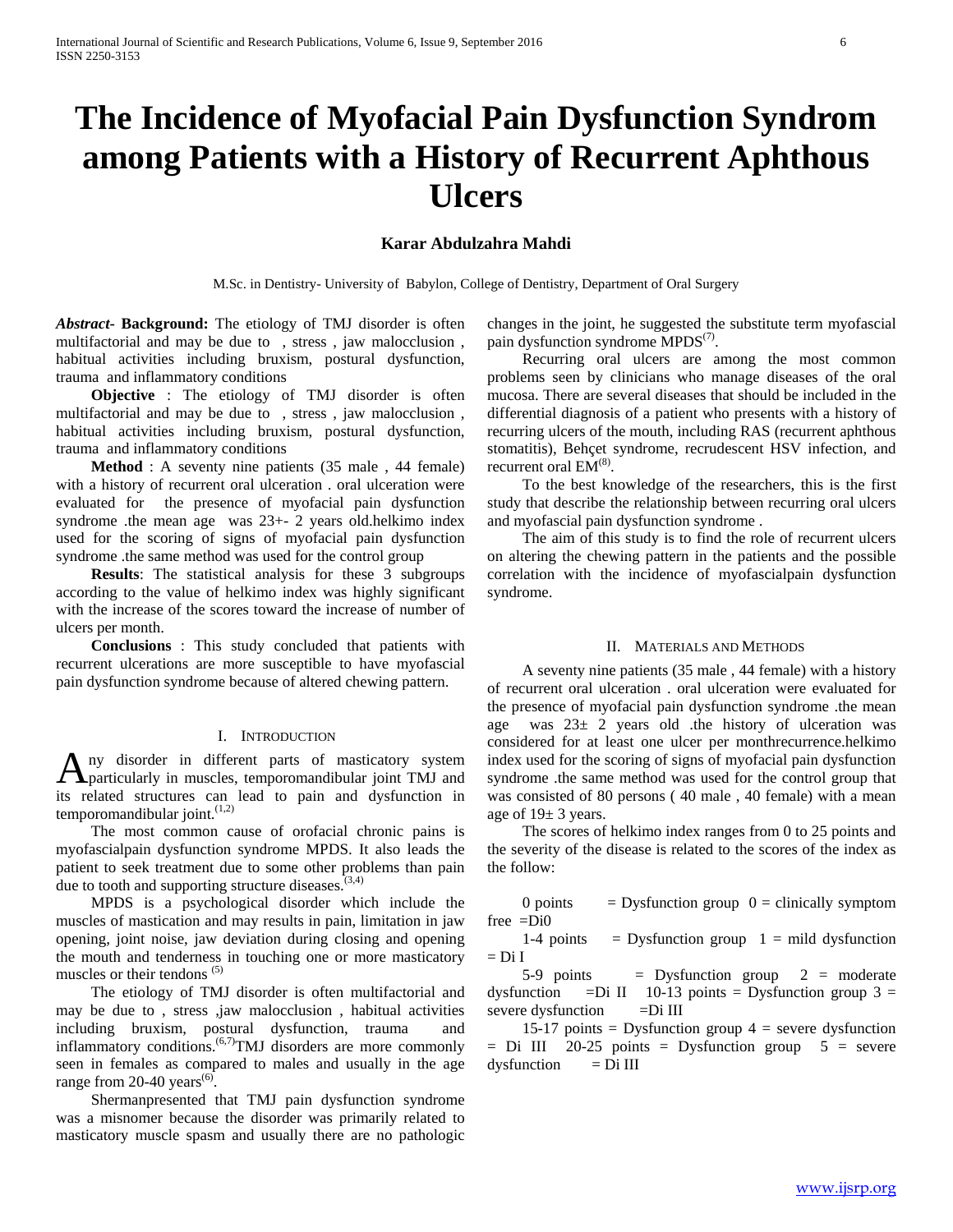# The Incidence of Myofacial Pain Dysfunction Syndrom among Patients with a History of Recurrent Aphthous Ulcers

**Karar Abdulzahra Mahdi**

M.Sc. in Dentistry- University of Babylon, College of Dentistry, Department of Oral Surgery

***Abstract*- Background:** The etiology of TMJ disorder is often multifactorial and may be due to , stress , jaw malocclusion , habitual activities including bruxism, postural dysfunction, trauma and inflammatory conditions

**Objective** : The etiology of TMJ disorder is often multifactorial and may be due to , stress , jaw malocclusion , habitual activities including bruxism, postural dysfunction, trauma and inflammatory conditions

**Method** : A seventy nine patients (35 male , 44 female) with a history of recurrent oral ulceration . oral ulceration were evaluated for the presence of myofacial pain dysfunction syndrome .the mean age was 23+- 2 years old.helkimo index used for the scoring of signs of myofacial pain dysfunction syndrome .the same method was used for the control group

**Results**: The statistical analysis for these 3 subgroups according to the value of helkimo index was highly significant with the increase of the scores toward the increase of number of ulcers per month.

**Conclusions** : This study concluded that patients with recurrent ulcerations are more susceptible to have myofascial pain dysfunction syndrome because of altered chewing pattern.

## I. Introduction

Any disorder in different parts of masticatory system particularly in muscles, temporomandibular joint TMJ and its related structures can lead to pain and dysfunction in temporomandibular joint.[1,2]

The most common cause of orofacial chronic pains is myofascialpain dysfunction syndrome MPDS. It also leads the patient to seek treatment due to some other problems than pain due to tooth and supporting structure diseases.[3,4]

MPDS is a psychological disorder which include the muscles of mastication and may results in pain, limitation in jaw opening, joint noise, jaw deviation during closing and opening the mouth and tenderness in touching one or more masticatory muscles or their tendons [5]

The etiology of TMJ disorder is often multifactorial and may be due to , stress ,jaw malocclusion , habitual activities including bruxism, postural dysfunction, trauma and inflammatory conditions.[6,7]TMJ disorders are more commonly seen in females as compared to males and usually in the age range from 20-40 years[6].

Shermanpresented that TMJ pain dysfunction syndrome was a misnomer because the disorder was primarily related to masticatory muscle spasm and usually there are no pathologic changes in the joint, he suggested the substitute term myofascial pain dysfunction syndrome MPDS[7].

Recurring oral ulcers are among the most common problems seen by clinicians who manage diseases of the oral mucosa. There are several diseases that should be included in the differential diagnosis of a patient who presents with a history of recurring ulcers of the mouth, including RAS (recurrent aphthous stomatitis), Behçet syndrome, recrudescent HSV infection, and recurrent oral EM[8].

To the best knowledge of the researchers, this is the first study that describe the relationship between recurring oral ulcers and myofascial pain dysfunction syndrome .

The aim of this study is to find the role of recurrent ulcers on altering the chewing pattern in the patients and the possible correlation with the incidence of myofascialpain dysfunction syndrome.

## II. Materials and Methods

A seventy nine patients (35 male , 44 female) with a history of recurrent oral ulceration . oral ulceration were evaluated for the presence of myofacial pain dysfunction syndrome .the mean age was 23± 2 years old .the history of ulceration was considered for at least one ulcer per monthrecurrence.helkimo index used for the scoring of signs of myofacial pain dysfunction syndrome .the same method was used for the control group that was consisted of 80 persons ( 40 male , 40 female) with a mean age of 19± 3 years.

The scores of helkimo index ranges from 0 to 25 points and the severity of the disease is related to the scores of the index as the follow:

0 points = Dysfunction group 0 = clinically symptom free =Di0

1-4 points = Dysfunction group 1 = mild dysfunction = Di I

5-9 points = Dysfunction group 2 = moderate dysfunction =Di II 10-13 points = Dysfunction group 3 = severe dysfunction =Di III

15-17 points = Dysfunction group 4 = severe dysfunction = Di III 20-25 points = Dysfunction group 5 = severe dysfunction = Di III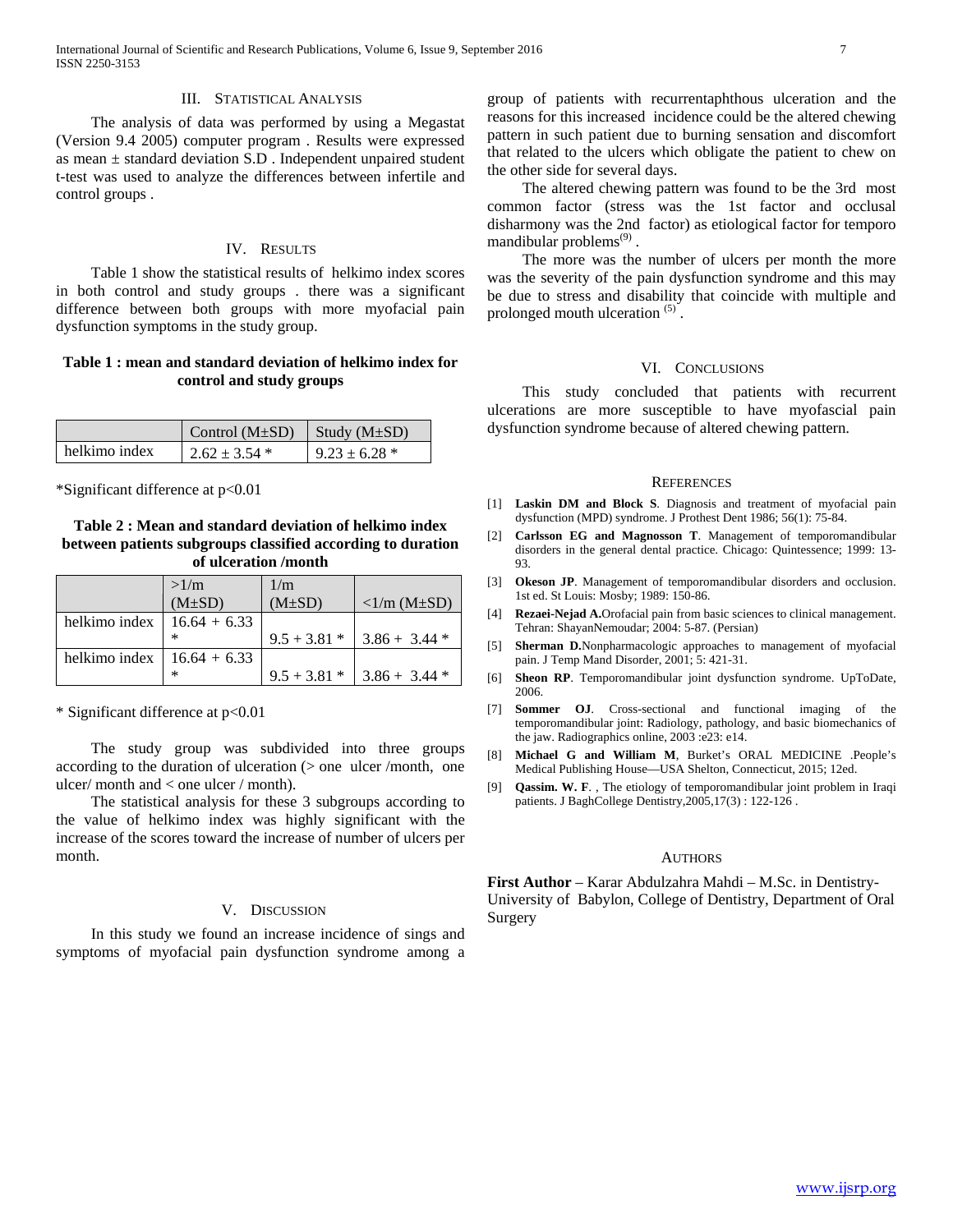## III. Statistical Analysis

The analysis of data was performed by using a Megastat (Version 9.4 2005) computer program . Results were expressed as mean ± standard deviation S.D . Independent unpaired student t-test was used to analyze the differences between infertile and control groups .

## IV. Results

Table 1 show the statistical results of helkimo index scores in both control and study groups . there was a significant difference between both groups with more myofacial pain dysfunction symptoms in the study group.

**Table 1 : mean and standard deviation of helkimo index for control and study groups**

| | Control (M±SD) | Study (M±SD) |
|---|---|---|
| helkimo index | 2.62 ± 3.54 * | 9.23 ± 6.28 * |

*Significant difference at p<0.01

**Table 2 : Mean and standard deviation of helkimo index between patients subgroups classified according to duration of ulceration /month**

| | >1/m (M±SD) | 1/m (M±SD) | <1/m (M±SD) |
|---|---|---|---|
| helkimo index | 16.64 + 6.33 * | 9.5 + 3.81 * | 3.86 + 3.44 * |
| helkimo index | 16.64 + 6.33 * | 9.5 + 3.81 * | 3.86 + 3.44 * |

* Significant difference at p<0.01

The study group was subdivided into three groups according to the duration of ulceration (> one ulcer /month, one ulcer/ month and < one ulcer / month).

The statistical analysis for these 3 subgroups according to the value of helkimo index was highly significant with the increase of the scores toward the increase of number of ulcers per month.

## V. Discussion

In this study we found an increase incidence of sings and symptoms of myofacial pain dysfunction syndrome among a group of patients with recurrentaphthous ulceration and the reasons for this increased incidence could be the altered chewing pattern in such patient due to burning sensation and discomfort that related to the ulcers which obligate the patient to chew on the other side for several days.

The altered chewing pattern was found to be the 3rd most common factor (stress was the 1st factor and occlusal disharmony was the 2nd factor) as etiological factor for temporo mandibular problems[9] .

The more was the number of ulcers per month the more was the severity of the pain dysfunction syndrome and this may be due to stress and disability that coincide with multiple and prolonged mouth ulceration [5] .

## VI. Conclusions

This study concluded that patients with recurrent ulcerations are more susceptible to have myofascial pain dysfunction syndrome because of altered chewing pattern.

## References

[1] **Laskin DM and Block S**. Diagnosis and treatment of myofacial pain dysfunction (MPD) syndrome. J Prothest Dent 1986; 56(1): 75-84.

[2] **Carlsson EG and Magnosson T**. Management of temporomandibular disorders in the general dental practice. Chicago: Quintessence; 1999: 13-93.

[3] **Okeson JP**. Management of temporomandibular disorders and occlusion. 1st ed. St Louis: Mosby; 1989: 150-86.

[4] **Rezaei-Nejad A.**Orofacial pain from basic sciences to clinical management. Tehran: ShayanNemoudar; 2004: 5-87. (Persian)

[5] **Sherman D.**Nonpharmacologic approaches to management of myofacial pain. J Temp Mand Disorder, 2001; 5: 421-31.

[6] **Sheon RP**. Temporomandibular joint dysfunction syndrome. UpToDate, 2006.

[7] **Sommer OJ**. Cross-sectional and functional imaging of the temporomandibular joint: Radiology, pathology, and basic biomechanics of the jaw. Radiographics online, 2003 :e23: e14.

[8] **Michael G and William M**, Burket's ORAL MEDICINE .People's Medical Publishing House—USA Shelton, Connecticut, 2015; 12ed.

[9] **Qassim. W. F**. , The etiology of temporomandibular joint problem in Iraqi patients. J BaghCollege Dentistry,2005,17(3) : 122-126 .

## Authors

**First Author** – Karar Abdulzahra Mahdi – M.Sc. in Dentistry-University of Babylon, College of Dentistry, Department of Oral Surgery